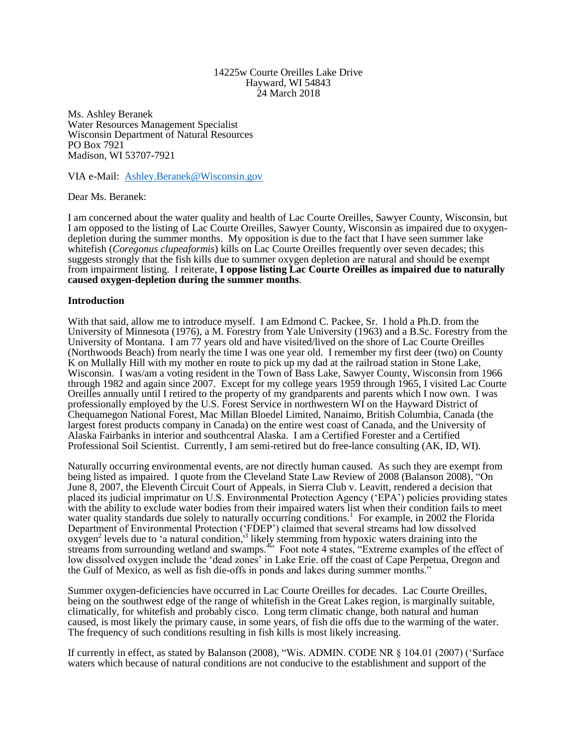14225w Courte Oreilles Lake Drive
Hayward, WI 54843
24 March 2018

Ms. Ashley Beranek
Water Resources Management Specialist
Wisconsin Department of Natural Resources
PO Box 7921
Madison, WI 53707-7921

VIA e-Mail: Ashley.Beranek@Wisconsin.gov

Dear Ms. Beranek:

I am concerned about the water quality and health of Lac Courte Oreilles, Sawyer County, Wisconsin, but I am opposed to the listing of Lac Courte Oreilles, Sawyer County, Wisconsin as impaired due to oxygen-depletion during the summer months. My opposition is due to the fact that I have seen summer lake whitefish (*Coregonus clupeaformis*) kills on Lac Courte Oreilles frequently over seven decades; this suggests strongly that the fish kills due to summer oxygen depletion are natural and should be exempt from impairment listing. I reiterate, **I oppose listing Lac Courte Oreilles as impaired due to naturally caused oxygen-depletion during the summer months**.

## Introduction

With that said, allow me to introduce myself. I am Edmond C. Packee, Sr. I hold a Ph.D. from the University of Minnesota (1976), a M. Forestry from Yale University (1963) and a B.Sc. Forestry from the University of Montana. I am 77 years old and have visited/lived on the shore of Lac Courte Oreilles (Northwoods Beach) from nearly the time I was one year old. I remember my first deer (two) on County K on Mullally Hill with my mother en route to pick up my dad at the railroad station in Stone Lake, Wisconsin. I was/am a voting resident in the Town of Bass Lake, Sawyer County, Wisconsin from 1966 through 1982 and again since 2007. Except for my college years 1959 through 1965, I visited Lac Courte Oreilles annually until I retired to the property of my grandparents and parents which I now own. I was professionally employed by the U.S. Forest Service in northwestern WI on the Hayward District of Chequamegon National Forest, Mac Millan Bloedel Limited, Nanaimo, British Columbia, Canada (the largest forest products company in Canada) on the entire west coast of Canada, and the University of Alaska Fairbanks in interior and southcentral Alaska. I am a Certified Forester and a Certified Professional Soil Scientist. Currently, I am semi-retired but do free-lance consulting (AK, ID, WI).

Naturally occurring environmental events, are not directly human caused. As such they are exempt from being listed as impaired. I quote from the Cleveland State Law Review of 2008 (Balanson 2008), "On June 8, 2007, the Eleventh Circuit Court of Appeals, in Sierra Club v. Leavitt, rendered a decision that placed its judicial imprimatur on U.S. Environmental Protection Agency ('EPA') policies providing states with the ability to exclude water bodies from their impaired waters list when their condition fails to meet water quality standards due solely to naturally occurring conditions.[1] For example, in 2002 the Florida Department of Environmental Protection ('FDEP') claimed that several streams had low dissolved oxygen[2] levels due to 'a natural condition,'[3] likely stemming from hypoxic waters draining into the streams from surrounding wetland and swamps.[4]" Foot note 4 states, "Extreme examples of the effect of low dissolved oxygen include the 'dead zones' in Lake Erie. off the coast of Cape Perpetua, Oregon and the Gulf of Mexico, as well as fish die-offs in ponds and lakes during summer months."

Summer oxygen-deficiencies have occurred in Lac Courte Oreilles for decades. Lac Courte Oreilles, being on the southwest edge of the range of whitefish in the Great Lakes region, is marginally suitable, climatically, for whitefish and probably cisco. Long term climatic change, both natural and human caused, is most likely the primary cause, in some years, of fish die offs due to the warming of the water. The frequency of such conditions resulting in fish kills is most likely increasing.

If currently in effect, as stated by Balanson (2008), "Wis. ADMIN. CODE NR § 104.01 (2007) ('Surface waters which because of natural conditions are not conducive to the establishment and support of the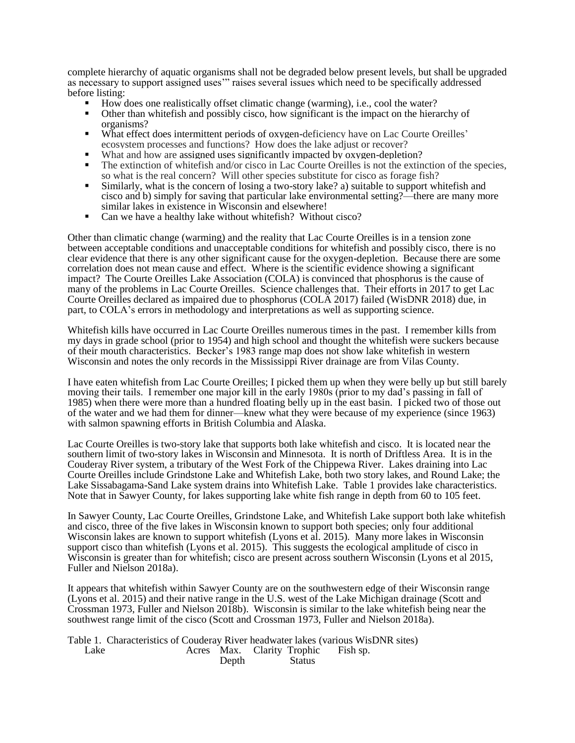complete hierarchy of aquatic organisms shall not be degraded below present levels, but shall be upgraded as necessary to support assigned uses'" raises several issues which need to be specifically addressed before listing:

- How does one realistically offset climatic change (warming), i.e., cool the water?
- Other than whitefish and possibly cisco, how significant is the impact on the hierarchy of organisms?
- What effect does intermittent periods of oxygen-deficiency have on Lac Courte Oreilles' ecosystem processes and functions? How does the lake adjust or recover?
- What and how are assigned uses significantly impacted by oxygen-depletion?
- The extinction of whitefish and/or cisco in Lac Courte Oreilles is not the extinction of the species, so what is the real concern? Will other species substitute for cisco as forage fish?
- Similarly, what is the concern of losing a two-story lake? a) suitable to support whitefish and cisco and b) simply for saving that particular lake environmental setting?—there are many more similar lakes in existence in Wisconsin and elsewhere!
- Can we have a healthy lake without whitefish? Without cisco?

Other than climatic change (warming) and the reality that Lac Courte Oreilles is in a tension zone between acceptable conditions and unacceptable conditions for whitefish and possibly cisco, there is no clear evidence that there is any other significant cause for the oxygen-depletion. Because there are some correlation does not mean cause and effect. Where is the scientific evidence showing a significant impact? The Courte Oreilles Lake Association (COLA) is convinced that phosphorus is the cause of many of the problems in Lac Courte Oreilles. Science challenges that. Their efforts in 2017 to get Lac Courte Oreilles declared as impaired due to phosphorus (COLA 2017) failed (WisDNR 2018) due, in part, to COLA's errors in methodology and interpretations as well as supporting science.

Whitefish kills have occurred in Lac Courte Oreilles numerous times in the past. I remember kills from my days in grade school (prior to 1954) and high school and thought the whitefish were suckers because of their mouth characteristics. Becker's 1983 range map does not show lake whitefish in western Wisconsin and notes the only records in the Mississippi River drainage are from Vilas County.

I have eaten whitefish from Lac Courte Oreilles; I picked them up when they were belly up but still barely moving their tails. I remember one major kill in the early 1980s (prior to my dad's passing in fall of 1985) when there were more than a hundred floating belly up in the east basin. I picked two of those out of the water and we had them for dinner—knew what they were because of my experience (since 1963) with salmon spawning efforts in British Columbia and Alaska.

Lac Courte Oreilles is two-story lake that supports both lake whitefish and cisco. It is located near the southern limit of two-story lakes in Wisconsin and Minnesota. It is north of Driftless Area. It is in the Couderay River system, a tributary of the West Fork of the Chippewa River. Lakes draining into Lac Courte Oreilles include Grindstone Lake and Whitefish Lake, both two story lakes, and Round Lake; the Lake Sissabagama-Sand Lake system drains into Whitefish Lake. Table 1 provides lake characteristics. Note that in Sawyer County, for lakes supporting lake white fish range in depth from 60 to 105 feet.

In Sawyer County, Lac Courte Oreilles, Grindstone Lake, and Whitefish Lake support both lake whitefish and cisco, three of the five lakes in Wisconsin known to support both species; only four additional Wisconsin lakes are known to support whitefish (Lyons et al. 2015). Many more lakes in Wisconsin support cisco than whitefish (Lyons et al. 2015). This suggests the ecological amplitude of cisco in Wisconsin is greater than for whitefish; cisco are present across southern Wisconsin (Lyons et al 2015, Fuller and Nielson 2018a).

It appears that whitefish within Sawyer County are on the southwestern edge of their Wisconsin range (Lyons et al. 2015) and their native range in the U.S. west of the Lake Michigan drainage (Scott and Crossman 1973, Fuller and Nielson 2018b). Wisconsin is similar to the lake whitefish being near the southwest range limit of the cisco (Scott and Crossman 1973, Fuller and Nielson 2018a).

Table 1. Characteristics of Couderay River headwater lakes (various WisDNR sites)

| Lake | Acres | Max. Depth | Clarity | Trophic Status | Fish sp. |
|---|---|---|---|---|---|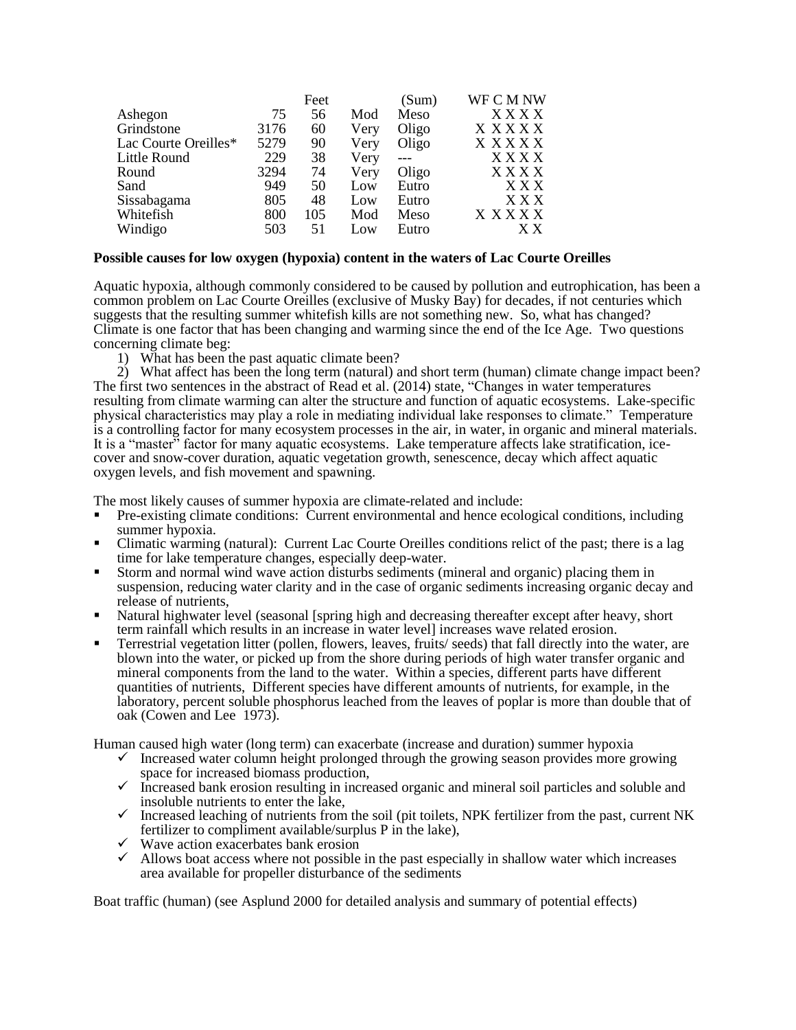| | | Feet | | (Sum) | WF C M NW |
|---|---|---|---|---|---|
| Ashegon | 75 | 56 | Mod | Meso | X X X X |
| Grindstone | 3176 | 60 | Very | Oligo | X X X X X |
| Lac Courte Oreilles* | 5279 | 90 | Very | Oligo | X X X X X |
| Little Round | 229 | 38 | Very | --- | X X X X |
| Round | 3294 | 74 | Very | Oligo | X X X X |
| Sand | 949 | 50 | Low | Eutro | X X X |
| Sissabagama | 805 | 48 | Low | Eutro | X X X |
| Whitefish | 800 | 105 | Mod | Meso | X X X X X |
| Windigo | 503 | 51 | Low | Eutro | X X |

**Possible causes for low oxygen (hypoxia) content in the waters of Lac Courte Oreilles**

Aquatic hypoxia, although commonly considered to be caused by pollution and eutrophication, has been a common problem on Lac Courte Oreilles (exclusive of Musky Bay) for decades, if not centuries which suggests that the resulting summer whitefish kills are not something new. So, what has changed? Climate is one factor that has been changing and warming since the end of the Ice Age. Two questions concerning climate beg:

1) What has been the past aquatic climate been?
2) What affect has been the long term (natural) and short term (human) climate change impact been?

The first two sentences in the abstract of Read et al. (2014) state, "Changes in water temperatures resulting from climate warming can alter the structure and function of aquatic ecosystems. Lake-specific physical characteristics may play a role in mediating individual lake responses to climate." Temperature is a controlling factor for many ecosystem processes in the air, in water, in organic and mineral materials. It is a "master" factor for many aquatic ecosystems. Lake temperature affects lake stratification, ice-cover and snow-cover duration, aquatic vegetation growth, senescence, decay which affect aquatic oxygen levels, and fish movement and spawning.

The most likely causes of summer hypoxia are climate-related and include:

- Pre-existing climate conditions: Current environmental and hence ecological conditions, including summer hypoxia.
- Climatic warming (natural): Current Lac Courte Oreilles conditions relict of the past; there is a lag time for lake temperature changes, especially deep-water.
- Storm and normal wind wave action disturbs sediments (mineral and organic) placing them in suspension, reducing water clarity and in the case of organic sediments increasing organic decay and release of nutrients,
- Natural highwater level (seasonal [spring high and decreasing thereafter except after heavy, short term rainfall which results in an increase in water level] increases wave related erosion.
- Terrestrial vegetation litter (pollen, flowers, leaves, fruits/ seeds) that fall directly into the water, are blown into the water, or picked up from the shore during periods of high water transfer organic and mineral components from the land to the water. Within a species, different parts have different quantities of nutrients, Different species have different amounts of nutrients, for example, in the laboratory, percent soluble phosphorus leached from the leaves of poplar is more than double that of oak (Cowen and Lee 1973).

Human caused high water (long term) can exacerbate (increase and duration) summer hypoxia

- ✓ Increased water column height prolonged through the growing season provides more growing space for increased biomass production,
- ✓ Increased bank erosion resulting in increased organic and mineral soil particles and soluble and insoluble nutrients to enter the lake,
- ✓ Increased leaching of nutrients from the soil (pit toilets, NPK fertilizer from the past, current NK fertilizer to compliment available/surplus P in the lake),
- ✓ Wave action exacerbates bank erosion
- ✓ Allows boat access where not possible in the past especially in shallow water which increases area available for propeller disturbance of the sediments

Boat traffic (human) (see Asplund 2000 for detailed analysis and summary of potential effects)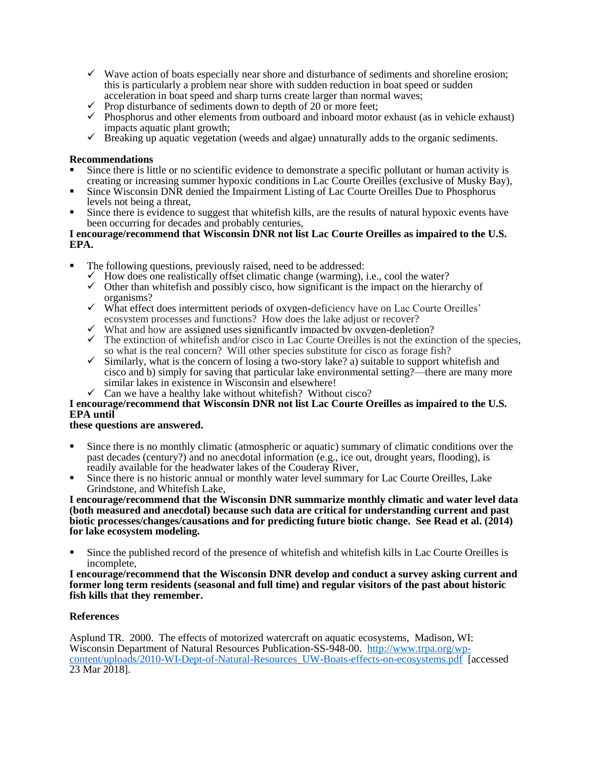- ✓ Wave action of boats especially near shore and disturbance of sediments and shoreline erosion; this is particularly a problem near shore with sudden reduction in boat speed or sudden acceleration in boat speed and sharp turns create larger than normal waves;
- ✓ Prop disturbance of sediments down to depth of 20 or more feet;
- ✓ Phosphorus and other elements from outboard and inboard motor exhaust (as in vehicle exhaust) impacts aquatic plant growth;
- ✓ Breaking up aquatic vegetation (weeds and algae) unnaturally adds to the organic sediments.

**Recommendations**

- Since there is little or no scientific evidence to demonstrate a specific pollutant or human activity is creating or increasing summer hypoxic conditions in Lac Courte Oreilles (exclusive of Musky Bay),
- Since Wisconsin DNR denied the Impairment Listing of Lac Courte Oreilles Due to Phosphorus levels not being a threat,
- Since there is evidence to suggest that whitefish kills, are the results of natural hypoxic events have been occurring for decades and probably centuries,

**I encourage/recommend that Wisconsin DNR not list Lac Courte Oreilles as impaired to the U.S. EPA.**

- The following questions, previously raised, need to be addressed:
  - ✓ How does one realistically offset climatic change (warming), i.e., cool the water?
  - ✓ Other than whitefish and possibly cisco, how significant is the impact on the hierarchy of organisms?
  - ✓ What effect does intermittent periods of oxygen-deficiency have on Lac Courte Oreilles' ecosystem processes and functions? How does the lake adjust or recover?
  - ✓ What and how are assigned uses significantly impacted by oxygen-depletion?
  - ✓ The extinction of whitefish and/or cisco in Lac Courte Oreilles is not the extinction of the species, so what is the real concern? Will other species substitute for cisco as forage fish?
  - ✓ Similarly, what is the concern of losing a two-story lake? a) suitable to support whitefish and cisco and b) simply for saving that particular lake environmental setting?—there are many more similar lakes in existence in Wisconsin and elsewhere!
  - ✓ Can we have a healthy lake without whitefish? Without cisco?

**I encourage/recommend that Wisconsin DNR not list Lac Courte Oreilles as impaired to the U.S. EPA until these questions are answered.**

- Since there is no monthly climatic (atmospheric or aquatic) summary of climatic conditions over the past decades (century?) and no anecdotal information (e.g., ice out, drought years, flooding), is readily available for the headwater lakes of the Couderay River,
- Since there is no historic annual or monthly water level summary for Lac Courte Oreilles, Lake Grindstone, and Whitefish Lake,

**I encourage/recommend that the Wisconsin DNR summarize monthly climatic and water level data (both measured and anecdotal) because such data are critical for understanding current and past biotic processes/changes/causations and for predicting future biotic change. See Read et al. (2014) for lake ecosystem modeling.**

- Since the published record of the presence of whitefish and whitefish kills in Lac Courte Oreilles is incomplete,

**I encourage/recommend that the Wisconsin DNR develop and conduct a survey asking current and former long term residents (seasonal and full time) and regular visitors of the past about historic fish kills that they remember.**

**References**

Asplund TR. 2000. The effects of motorized watercraft on aquatic ecosystems, Madison, WI: Wisconsin Department of Natural Resources Publication-SS-948-00. http://www.trpa.org/wp-content/uploads/2010-WI-Dept-of-Natural-Resources_UW-Boats-effects-on-ecosystems.pdf [accessed 23 Mar 2018].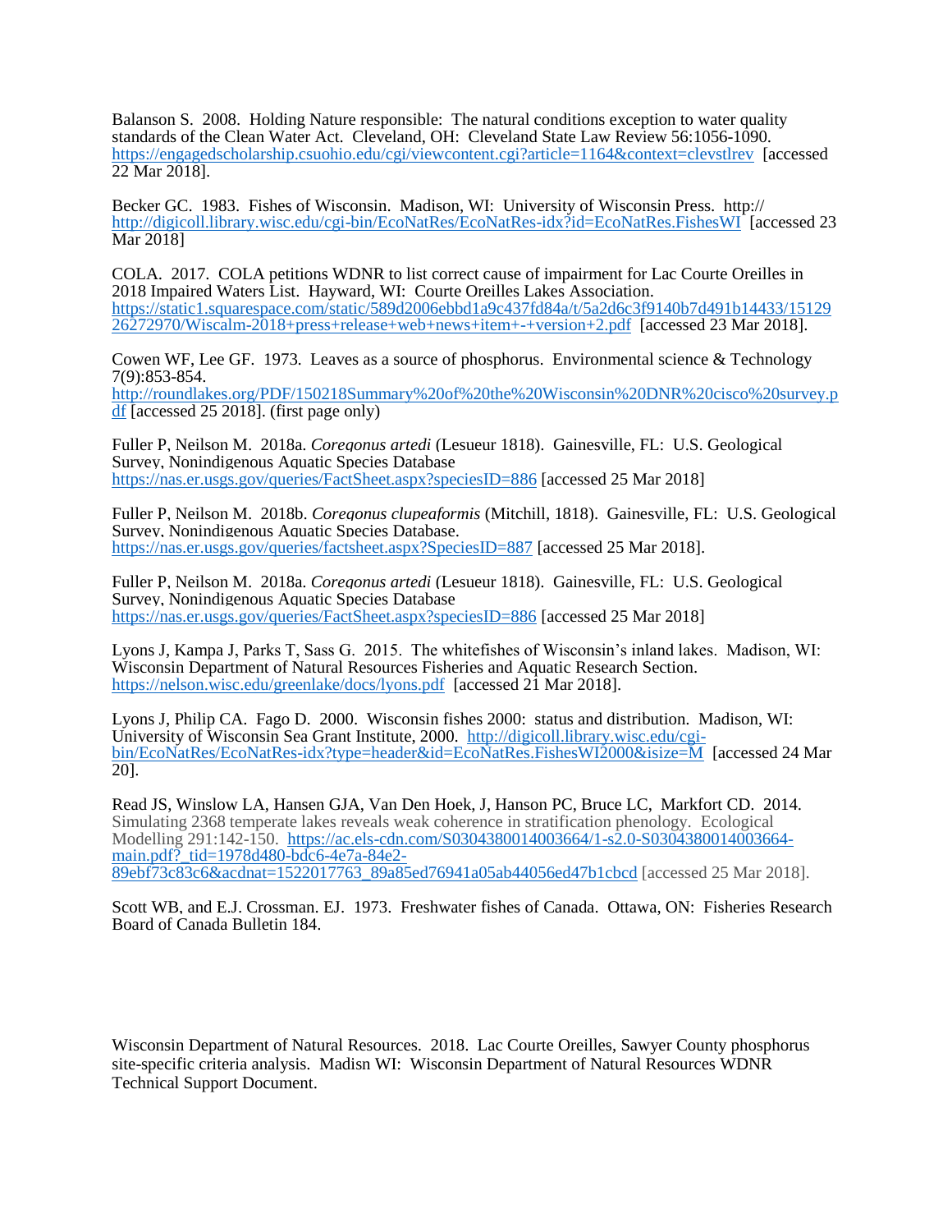Balanson S. 2008. Holding Nature responsible: The natural conditions exception to water quality standards of the Clean Water Act. Cleveland, OH: Cleveland State Law Review 56:1056-1090. https://engagedscholarship.csuohio.edu/cgi/viewcontent.cgi?article=1164&context=clevstlrev [accessed 22 Mar 2018].

Becker GC. 1983. Fishes of Wisconsin. Madison, WI: University of Wisconsin Press. http:// http://digicoll.library.wisc.edu/cgi-bin/EcoNatRes/EcoNatRes-idx?id=EcoNatRes.FishesWI [accessed 23 Mar 2018]

COLA. 2017. COLA petitions WDNR to list correct cause of impairment for Lac Courte Oreilles in 2018 Impaired Waters List. Hayward, WI: Courte Oreilles Lakes Association. https://static1.squarespace.com/static/589d2006ebbd1a9c437fd84a/t/5a2d6c3f9140b7d491b14433/1512926272970/Wiscalm-2018+press+release+web+news+item+-+version+2.pdf [accessed 23 Mar 2018].

Cowen WF, Lee GF. 1973. Leaves as a source of phosphorus. Environmental science & Technology 7(9):853-854. http://roundlakes.org/PDF/150218Summary%20of%20the%20Wisconsin%20DNR%20cisco%20survey.pdf [accessed 25 2018]. (first page only)

Fuller P, Neilson M. 2018a. *Coregonus artedi* (Lesueur 1818). Gainesville, FL: U.S. Geological Survey, Nonindigenous Aquatic Species Database https://nas.er.usgs.gov/queries/FactSheet.aspx?speciesID=886 [accessed 25 Mar 2018]

Fuller P, Neilson M. 2018b. *Coregonus clupeaformis* (Mitchill, 1818). Gainesville, FL: U.S. Geological Survey, Nonindigenous Aquatic Species Database. https://nas.er.usgs.gov/queries/factsheet.aspx?SpeciesID=887 [accessed 25 Mar 2018].

Fuller P, Neilson M. 2018a. *Coregonus artedi* (Lesueur 1818). Gainesville, FL: U.S. Geological Survey, Nonindigenous Aquatic Species Database https://nas.er.usgs.gov/queries/FactSheet.aspx?speciesID=886 [accessed 25 Mar 2018]

Lyons J, Kampa J, Parks T, Sass G. 2015. The whitefishes of Wisconsin's inland lakes. Madison, WI: Wisconsin Department of Natural Resources Fisheries and Aquatic Research Section. https://nelson.wisc.edu/greenlake/docs/lyons.pdf [accessed 21 Mar 2018].

Lyons J, Philip CA. Fago D. 2000. Wisconsin fishes 2000: status and distribution. Madison, WI: University of Wisconsin Sea Grant Institute, 2000. http://digicoll.library.wisc.edu/cgi-bin/EcoNatRes/EcoNatRes-idx?type=header&id=EcoNatRes.FishesWI2000&isize=M [accessed 24 Mar 20].

Read JS, Winslow LA, Hansen GJA, Van Den Hoek, J, Hanson PC, Bruce LC, Markfort CD. 2014. Simulating 2368 temperate lakes reveals weak coherence in stratification phenology. Ecological Modelling 291:142-150. https://ac.els-cdn.com/S0304380014003664/1-s2.0-S0304380014003664-main.pdf?_tid=1978d480-bdc6-4e7a-84e2-89ebf73c83c6&acdnat=1522017763_89a85ed76941a05ab44056ed47b1cbcd [accessed 25 Mar 2018].

Scott WB, and E.J. Crossman. EJ. 1973. Freshwater fishes of Canada. Ottawa, ON: Fisheries Research Board of Canada Bulletin 184.

Wisconsin Department of Natural Resources. 2018. Lac Courte Oreilles, Sawyer County phosphorus site-specific criteria analysis. Madisn WI: Wisconsin Department of Natural Resources WDNR Technical Support Document.